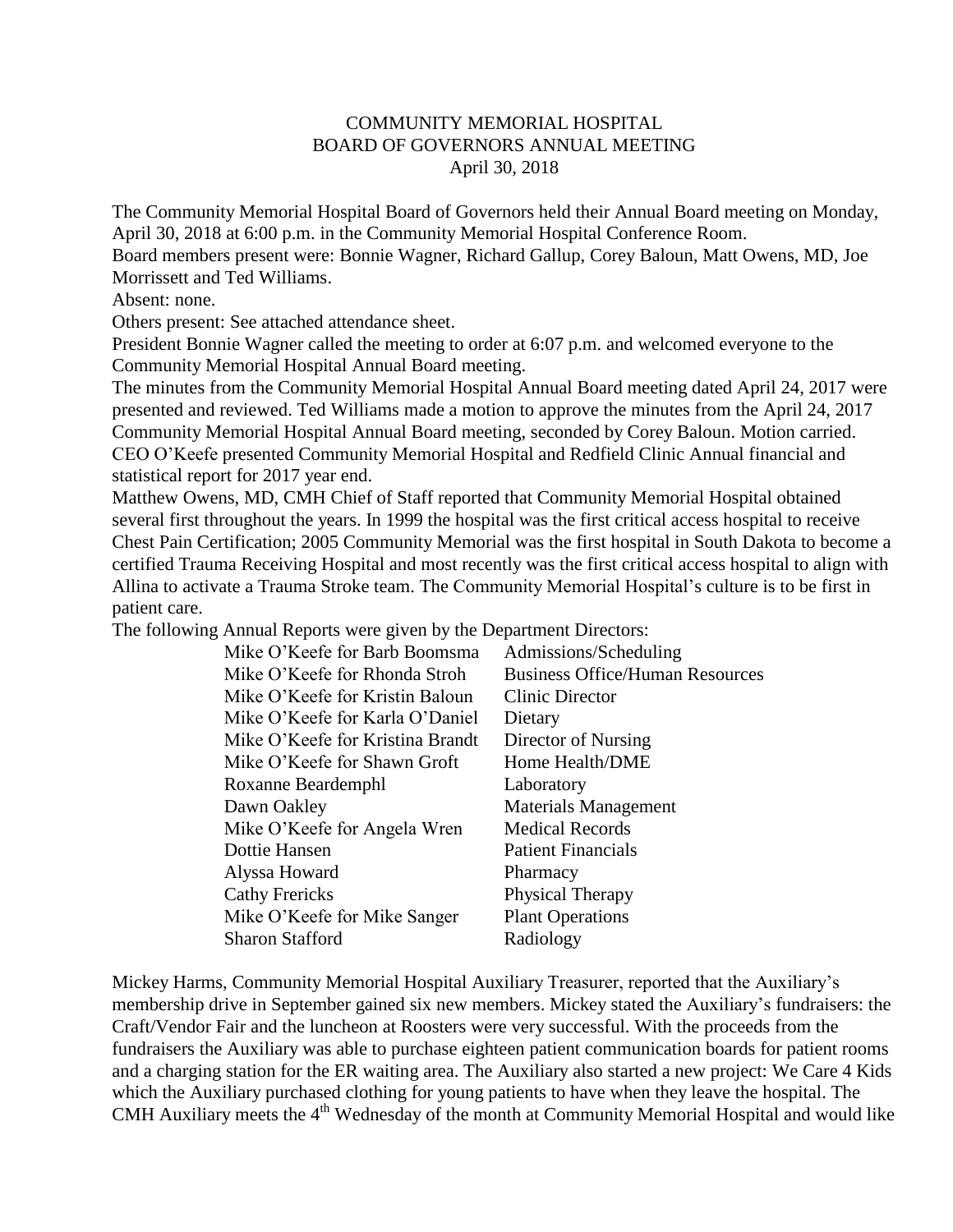# COMMUNITY MEMORIAL HOSPITAL
## BOARD OF GOVERNORS ANNUAL MEETING
### April 30, 2018

The Community Memorial Hospital Board of Governors held their Annual Board meeting on Monday, April 30, 2018 at 6:00 p.m. in the Community Memorial Hospital Conference Room.

Board members present were: Bonnie Wagner, Richard Gallup, Corey Baloun, Matt Owens, MD, Joe Morrissett and Ted Williams.

Absent: none.

Others present: See attached attendance sheet.

President Bonnie Wagner called the meeting to order at 6:07 p.m. and welcomed everyone to the Community Memorial Hospital Annual Board meeting.

The minutes from the Community Memorial Hospital Annual Board meeting dated April 24, 2017 were presented and reviewed. Ted Williams made a motion to approve the minutes from the April 24, 2017 Community Memorial Hospital Annual Board meeting, seconded by Corey Baloun. Motion carried.

CEO O'Keefe presented Community Memorial Hospital and Redfield Clinic Annual financial and statistical report for 2017 year end.

Matthew Owens, MD, CMH Chief of Staff reported that Community Memorial Hospital obtained several first throughout the years. In 1999 the hospital was the first critical access hospital to receive Chest Pain Certification; 2005 Community Memorial was the first hospital in South Dakota to become a certified Trauma Receiving Hospital and most recently was the first critical access hospital to align with Allina to activate a Trauma Stroke team. The Community Memorial Hospital's culture is to be first in patient care.

The following Annual Reports were given by the Department Directors:

| | |
|---|---|
| Mike O'Keefe for Barb Boomsma | Admissions/Scheduling |
| Mike O'Keefe for Rhonda Stroh | Business Office/Human Resources |
| Mike O'Keefe for Kristin Baloun | Clinic Director |
| Mike O'Keefe for Karla O'Daniel | Dietary |
| Mike O'Keefe for Kristina Brandt | Director of Nursing |
| Mike O'Keefe for Shawn Groft | Home Health/DME |
| Roxanne Beardemphl | Laboratory |
| Dawn Oakley | Materials Management |
| Mike O'Keefe for Angela Wren | Medical Records |
| Dottie Hansen | Patient Financials |
| Alyssa Howard | Pharmacy |
| Cathy Frericks | Physical Therapy |
| Mike O'Keefe for Mike Sanger | Plant Operations |
| Sharon Stafford | Radiology |

Mickey Harms, Community Memorial Hospital Auxiliary Treasurer, reported that the Auxiliary's membership drive in September gained six new members. Mickey stated the Auxiliary's fundraisers: the Craft/Vendor Fair and the luncheon at Roosters were very successful. With the proceeds from the fundraisers the Auxiliary was able to purchase eighteen patient communication boards for patient rooms and a charging station for the ER waiting area. The Auxiliary also started a new project: We Care 4 Kids which the Auxiliary purchased clothing for young patients to have when they leave the hospital. The CMH Auxiliary meets the 4th Wednesday of the month at Community Memorial Hospital and would like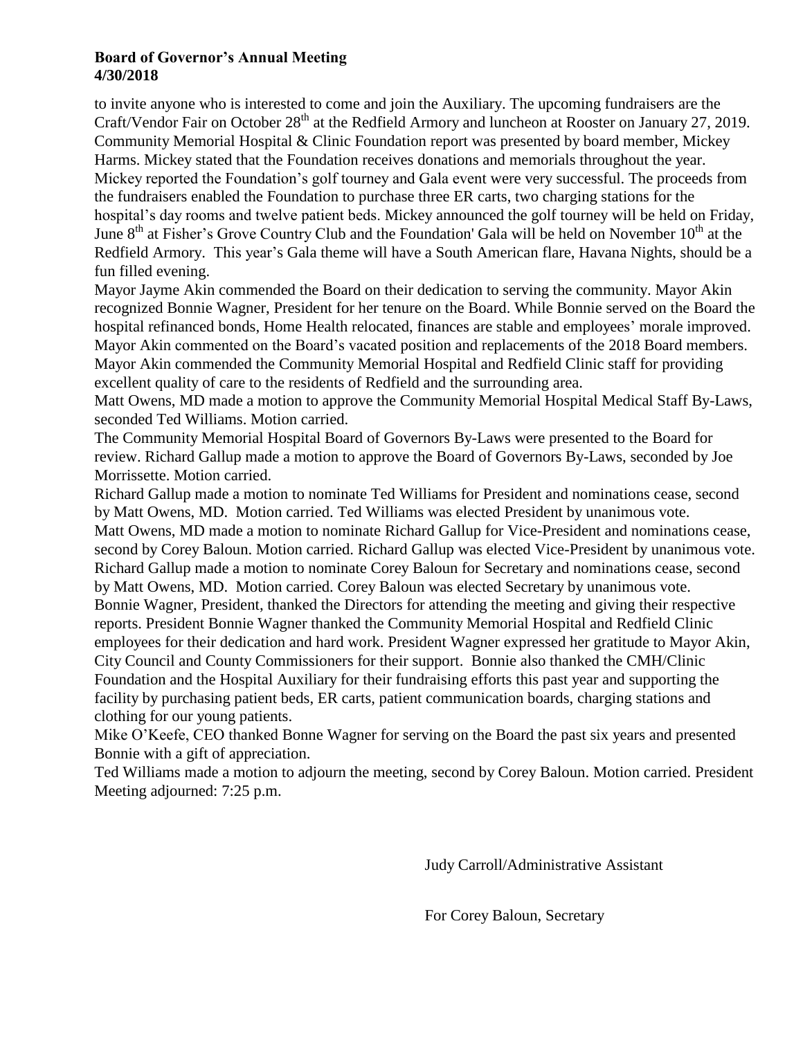**Board of Governor's Annual Meeting**
**4/30/2018**

to invite anyone who is interested to come and join the Auxiliary. The upcoming fundraisers are the Craft/Vendor Fair on October 28th at the Redfield Armory and luncheon at Rooster on January 27, 2019.
Community Memorial Hospital & Clinic Foundation report was presented by board member, Mickey Harms. Mickey stated that the Foundation receives donations and memorials throughout the year. Mickey reported the Foundation's golf tourney and Gala event were very successful. The proceeds from the fundraisers enabled the Foundation to purchase three ER carts, two charging stations for the hospital's day rooms and twelve patient beds. Mickey announced the golf tourney will be held on Friday, June 8th at Fisher's Grove Country Club and the Foundation' Gala will be held on November 10th at the Redfield Armory. This year's Gala theme will have a South American flare, Havana Nights, should be a fun filled evening.
Mayor Jayme Akin commended the Board on their dedication to serving the community. Mayor Akin recognized Bonnie Wagner, President for her tenure on the Board. While Bonnie served on the Board the hospital refinanced bonds, Home Health relocated, finances are stable and employees' morale improved. Mayor Akin commented on the Board's vacated position and replacements of the 2018 Board members. Mayor Akin commended the Community Memorial Hospital and Redfield Clinic staff for providing excellent quality of care to the residents of Redfield and the surrounding area.
Matt Owens, MD made a motion to approve the Community Memorial Hospital Medical Staff By-Laws, seconded Ted Williams. Motion carried.
The Community Memorial Hospital Board of Governors By-Laws were presented to the Board for review. Richard Gallup made a motion to approve the Board of Governors By-Laws, seconded by Joe Morrissette. Motion carried.
Richard Gallup made a motion to nominate Ted Williams for President and nominations cease, second by Matt Owens, MD. Motion carried. Ted Williams was elected President by unanimous vote.
Matt Owens, MD made a motion to nominate Richard Gallup for Vice-President and nominations cease, second by Corey Baloun. Motion carried. Richard Gallup was elected Vice-President by unanimous vote.
Richard Gallup made a motion to nominate Corey Baloun for Secretary and nominations cease, second by Matt Owens, MD. Motion carried. Corey Baloun was elected Secretary by unanimous vote.
Bonnie Wagner, President, thanked the Directors for attending the meeting and giving their respective reports. President Bonnie Wagner thanked the Community Memorial Hospital and Redfield Clinic employees for their dedication and hard work. President Wagner expressed her gratitude to Mayor Akin, City Council and County Commissioners for their support. Bonnie also thanked the CMH/Clinic Foundation and the Hospital Auxiliary for their fundraising efforts this past year and supporting the facility by purchasing patient beds, ER carts, patient communication boards, charging stations and clothing for our young patients.
Mike O'Keefe, CEO thanked Bonne Wagner for serving on the Board the past six years and presented Bonnie with a gift of appreciation.
Ted Williams made a motion to adjourn the meeting, second by Corey Baloun. Motion carried. President Meeting adjourned: 7:25 p.m.

Judy Carroll/Administrative Assistant

For Corey Baloun, Secretary